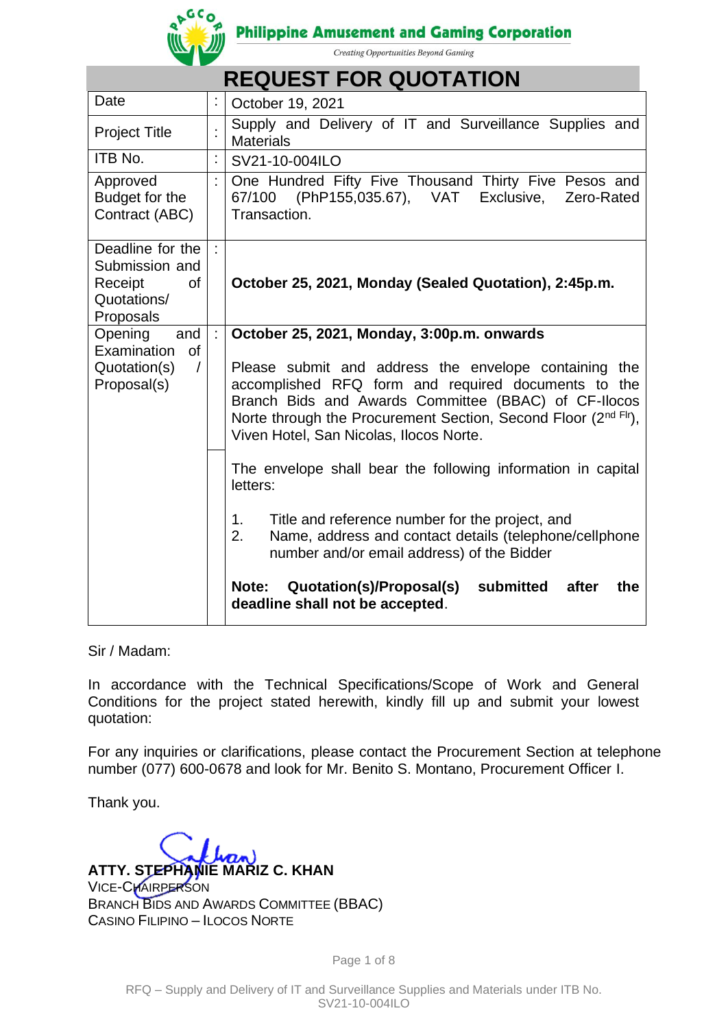Philippine Amusement and Gaming Corporation

*Creating Opportunities Beyond Gaming*

# REQUEST FOR QUOTATION

| | | |
|---|---|---|
| Date | : | October 19, 2021 |
| Project Title | : | Supply and Delivery of IT and Surveillance Supplies and Materials |
| ITB No. | : | SV21-10-004ILO |
| Approved Budget for the Contract (ABC) | : | One Hundred Fifty Five Thousand Thirty Five Pesos and 67/100 (PhP155,035.67), VAT Exclusive, Zero-Rated Transaction. |
| Deadline for the Submission and Receipt of Quotations/ Proposals | : | **October 25, 2021, Monday (Sealed Quotation), 2:45p.m.** |
| Opening and Examination of Quotation(s) / Proposal(s) | : | **October 25, 2021, Monday, 3:00p.m. onwards**<br><br>Please submit and address the envelope containing the accomplished RFQ form and required documents to the Branch Bids and Awards Committee (BBAC) of CF-Ilocos Norte through the Procurement Section, Second Floor (2nd Flr), Viven Hotel, San Nicolas, Ilocos Norte. |
| | | The envelope shall bear the following information in capital letters:<br><br>1. Title and reference number for the project, and<br>2. Name, address and contact details (telephone/cellphone number and/or email address) of the Bidder<br><br>**Note: Quotation(s)/Proposal(s) submitted after the deadline shall not be accepted**. |

Sir / Madam:

In accordance with the Technical Specifications/Scope of Work and General Conditions for the project stated herewith, kindly fill up and submit your lowest quotation:

For any inquiries or clarifications, please contact the Procurement Section at telephone number (077) 600-0678 and look for Mr. Benito S. Montano, Procurement Officer I.

Thank you.

**ATTY. STEPHANIE MARIZ C. KHAN**
VICE-CHAIRPERSON
BRANCH BIDS AND AWARDS COMMITTEE (BBAC)
CASINO FILIPINO – ILOCOS NORTE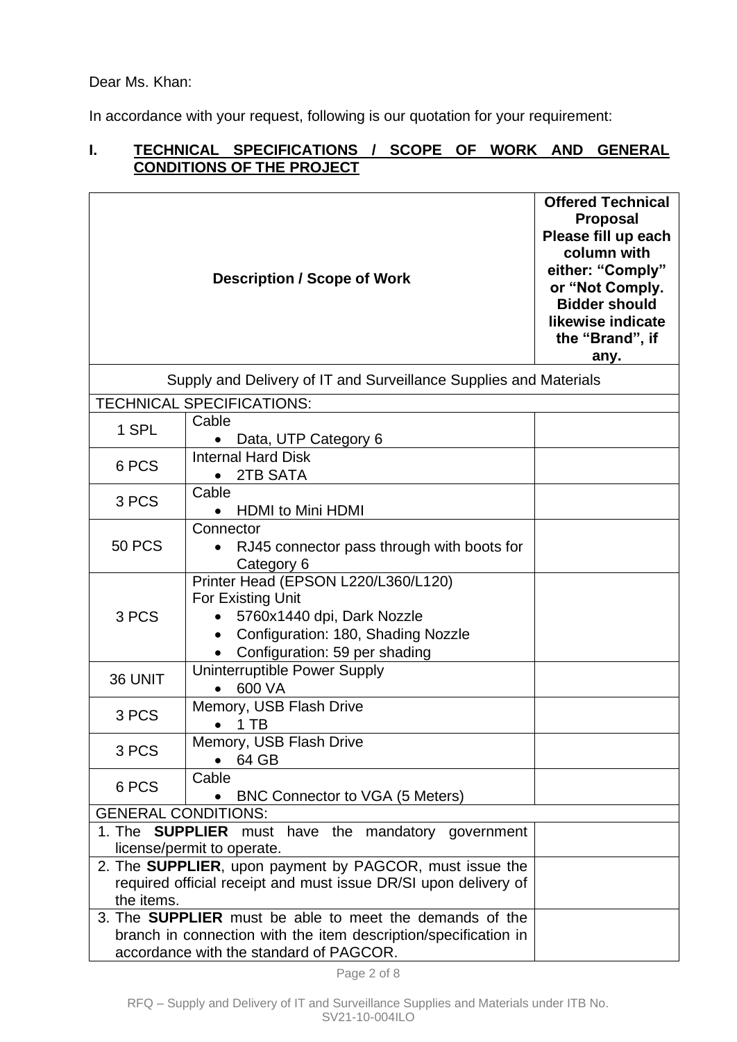Dear Ms. Khan:

In accordance with your request, following is our quotation for your requirement:

## I. TECHNICAL SPECIFICATIONS / SCOPE OF WORK AND GENERAL CONDITIONS OF THE PROJECT

| Description / Scope of Work | | Offered Technical Proposal Please fill up each column with either: "Comply" or "Not Comply. Bidder should likewise indicate the "Brand", if any. |
|---|---|---|
| Supply and Delivery of IT and Surveillance Supplies and Materials | | |
| TECHNICAL SPECIFICATIONS: | | |
| 1 SPL | Cable<br>• Data, UTP Category 6 | |
| 6 PCS | Internal Hard Disk<br>• 2TB SATA | |
| 3 PCS | Cable<br>• HDMI to Mini HDMI | |
| 50 PCS | Connector<br>• RJ45 connector pass through with boots for Category 6 | |
| 3 PCS | Printer Head (EPSON L220/L360/L120)<br>For Existing Unit<br>• 5760x1440 dpi, Dark Nozzle<br>• Configuration: 180, Shading Nozzle<br>• Configuration: 59 per shading | |
| 36 UNIT | Uninterruptible Power Supply<br>• 600 VA | |
| 3 PCS | Memory, USB Flash Drive<br>• 1 TB | |
| 3 PCS | Memory, USB Flash Drive<br>• 64 GB | |
| 6 PCS | Cable<br>• BNC Connector to VGA (5 Meters) | |
| GENERAL CONDITIONS: | | |
| 1. The **SUPPLIER** must have the mandatory government license/permit to operate. | | |
| 2. The **SUPPLIER**, upon payment by PAGCOR, must issue the required official receipt and must issue DR/SI upon delivery of the items. | | |
| 3. The **SUPPLIER** must be able to meet the demands of the branch in connection with the item description/specification in accordance with the standard of PAGCOR. | | |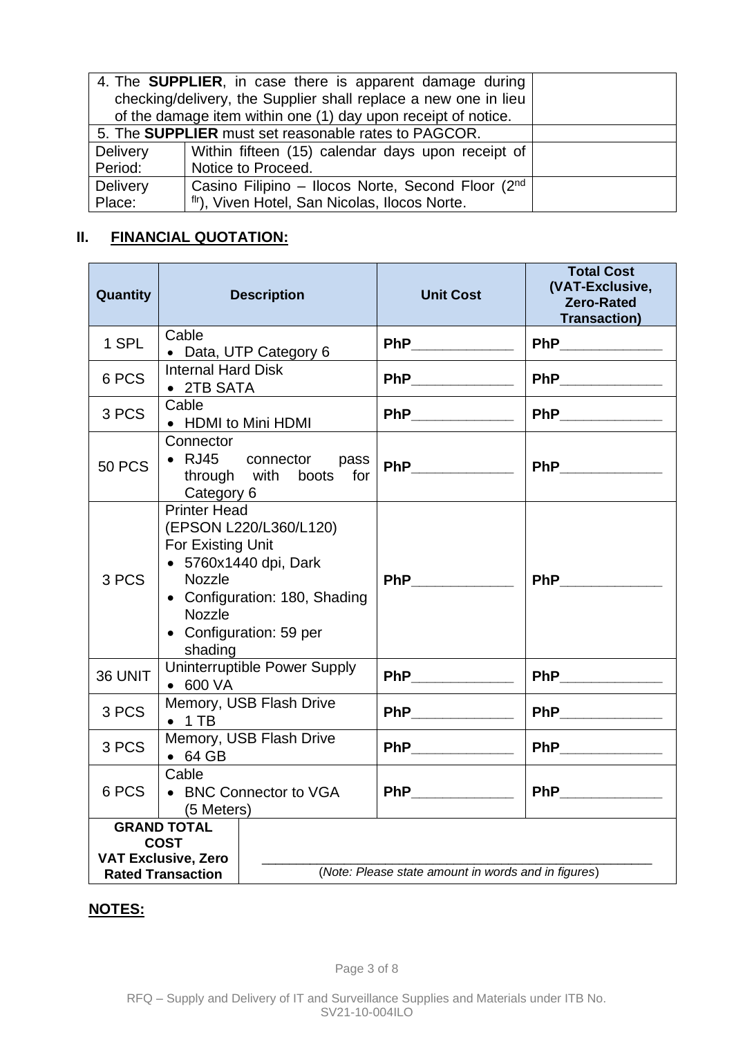| 4. The **SUPPLIER**, in case there is apparent damage during checking/delivery, the Supplier shall replace a new one in lieu of the damage item within one (1) day upon receipt of notice. | | |
|---|---|---|
| 5. The **SUPPLIER** must set reasonable rates to PAGCOR. | | |
| Delivery Period: | Within fifteen (15) calendar days upon receipt of Notice to Proceed. | |
| Delivery Place: | Casino Filipino – Ilocos Norte, Second Floor (2nd flr), Viven Hotel, San Nicolas, Ilocos Norte. | |

## II. FINANCIAL QUOTATION:

| Quantity | Description | Unit Cost | Total Cost (VAT-Exclusive, Zero-Rated Transaction) |
|---|---|---|---|
| 1 SPL | Cable<br>• Data, UTP Category 6 | PhP____________ | PhP____________ |
| 6 PCS | Internal Hard Disk<br>• 2TB SATA | PhP____________ | PhP____________ |
| 3 PCS | Cable<br>• HDMI to Mini HDMI | PhP____________ | PhP____________ |
| 50 PCS | Connector<br>• RJ45 connector pass through with boots for Category 6 | PhP____________ | PhP____________ |
| 3 PCS | Printer Head (EPSON L220/L360/L120) For Existing Unit<br>• 5760x1440 dpi, Dark Nozzle<br>• Configuration: 180, Shading Nozzle<br>• Configuration: 59 per shading | PhP____________ | PhP____________ |
| 36 UNIT | Uninterruptible Power Supply<br>• 600 VA | PhP____________ | PhP____________ |
| 3 PCS | Memory, USB Flash Drive<br>• 1 TB | PhP____________ | PhP____________ |
| 3 PCS | Memory, USB Flash Drive<br>• 64 GB | PhP____________ | PhP____________ |
| 6 PCS | Cable<br>• BNC Connector to VGA (5 Meters) | PhP____________ | PhP____________ |
| **GRAND TOTAL COST VAT Exclusive, Zero Rated Transaction** | ____________________________________________<br>(*Note: Please state amount in words and in figures*) | | |

**NOTES:**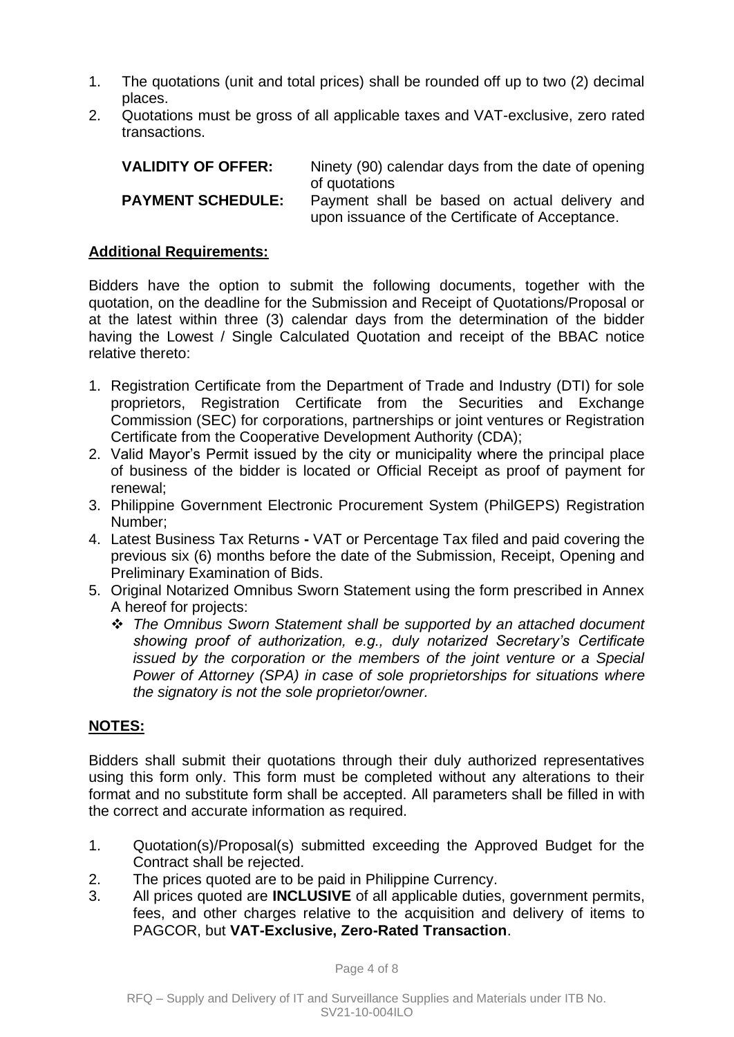1. The quotations (unit and total prices) shall be rounded off up to two (2) decimal places.
2. Quotations must be gross of all applicable taxes and VAT-exclusive, zero rated transactions.

| | |
|---|---|
| **VALIDITY OF OFFER:** | Ninety (90) calendar days from the date of opening of quotations |
| **PAYMENT SCHEDULE:** | Payment shall be based on actual delivery and upon issuance of the Certificate of Acceptance. |

**Additional Requirements:**

Bidders have the option to submit the following documents, together with the quotation, on the deadline for the Submission and Receipt of Quotations/Proposal or at the latest within three (3) calendar days from the determination of the bidder having the Lowest / Single Calculated Quotation and receipt of the BBAC notice relative thereto:

1. Registration Certificate from the Department of Trade and Industry (DTI) for sole proprietors, Registration Certificate from the Securities and Exchange Commission (SEC) for corporations, partnerships or joint ventures or Registration Certificate from the Cooperative Development Authority (CDA);
2. Valid Mayor's Permit issued by the city or municipality where the principal place of business of the bidder is located or Official Receipt as proof of payment for renewal;
3. Philippine Government Electronic Procurement System (PhilGEPS) Registration Number;
4. Latest Business Tax Returns **-** VAT or Percentage Tax filed and paid covering the previous six (6) months before the date of the Submission, Receipt, Opening and Preliminary Examination of Bids.
5. Original Notarized Omnibus Sworn Statement using the form prescribed in Annex A hereof for projects:
   - *The Omnibus Sworn Statement shall be supported by an attached document showing proof of authorization, e.g., duly notarized Secretary's Certificate issued by the corporation or the members of the joint venture or a Special Power of Attorney (SPA) in case of sole proprietorships for situations where the signatory is not the sole proprietor/owner.*

**NOTES:**

Bidders shall submit their quotations through their duly authorized representatives using this form only. This form must be completed without any alterations to their format and no substitute form shall be accepted. All parameters shall be filled in with the correct and accurate information as required.

1. Quotation(s)/Proposal(s) submitted exceeding the Approved Budget for the Contract shall be rejected.
2. The prices quoted are to be paid in Philippine Currency.
3. All prices quoted are **INCLUSIVE** of all applicable duties, government permits, fees, and other charges relative to the acquisition and delivery of items to PAGCOR, but **VAT-Exclusive, Zero-Rated Transaction**.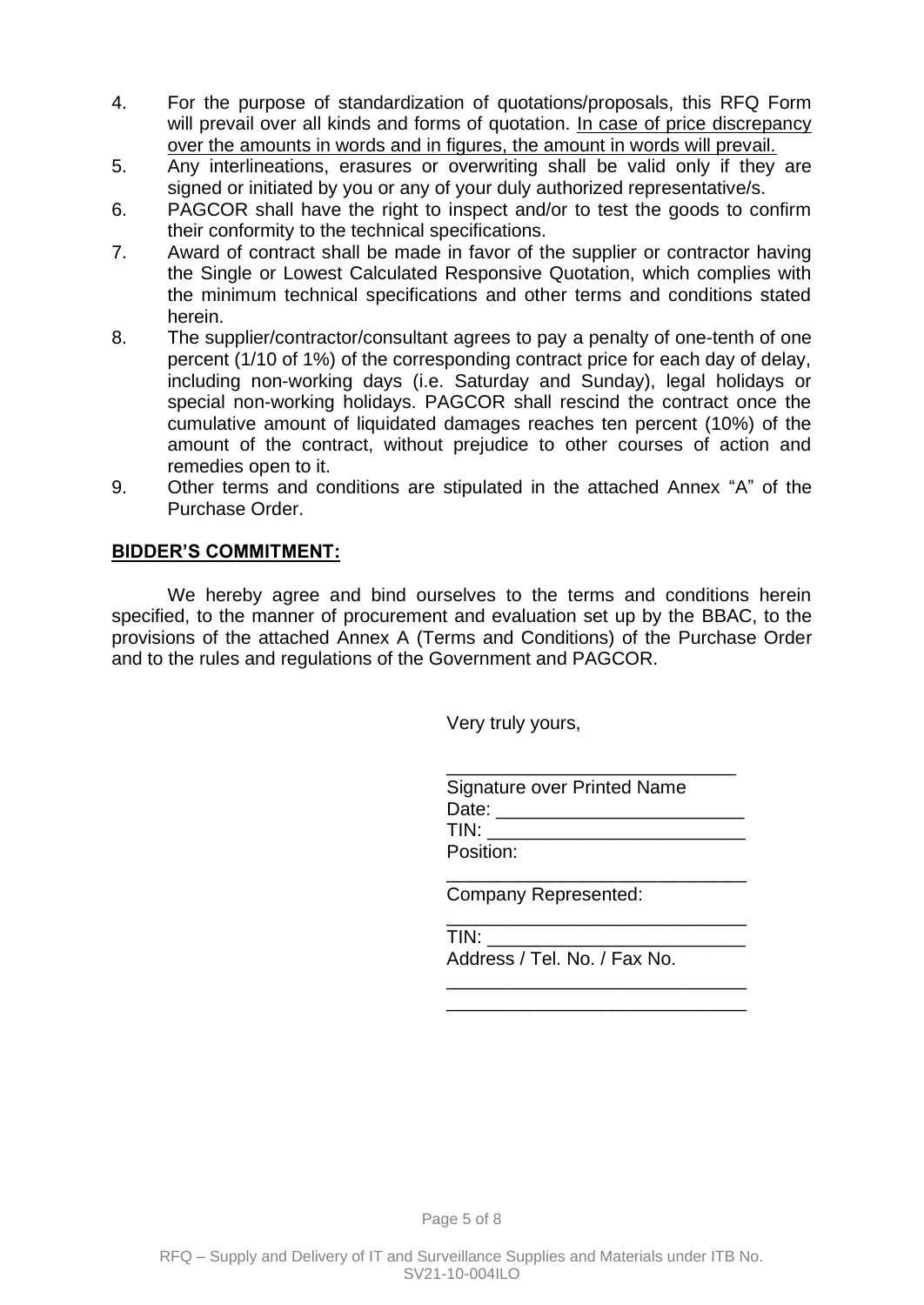4. For the purpose of standardization of quotations/proposals, this RFQ Form will prevail over all kinds and forms of quotation. <u>In case of price discrepancy over the amounts in words and in figures, the amount in words will prevail.</u>
5. Any interlineations, erasures or overwriting shall be valid only if they are signed or initiated by you or any of your duly authorized representative/s.
6. PAGCOR shall have the right to inspect and/or to test the goods to confirm their conformity to the technical specifications.
7. Award of contract shall be made in favor of the supplier or contractor having the Single or Lowest Calculated Responsive Quotation, which complies with the minimum technical specifications and other terms and conditions stated herein.
8. The supplier/contractor/consultant agrees to pay a penalty of one-tenth of one percent (1/10 of 1%) of the corresponding contract price for each day of delay, including non-working days (i.e. Saturday and Sunday), legal holidays or special non-working holidays. PAGCOR shall rescind the contract once the cumulative amount of liquidated damages reaches ten percent (10%) of the amount of the contract, without prejudice to other courses of action and remedies open to it.
9. Other terms and conditions are stipulated in the attached Annex "A" of the Purchase Order.

**<u>BIDDER'S COMMITMENT:</u>**

We hereby agree and bind ourselves to the terms and conditions herein specified, to the manner of procurement and evaluation set up by the BBAC, to the provisions of the attached Annex A (Terms and Conditions) of the Purchase Order and to the rules and regulations of the Government and PAGCOR.

Very truly yours,

____________________________
Signature over Printed Name
Date: ________________________
TIN: _________________________
Position:
______________________________
Company Represented:
______________________________
TIN: _________________________
Address / Tel. No. / Fax No.
______________________________
______________________________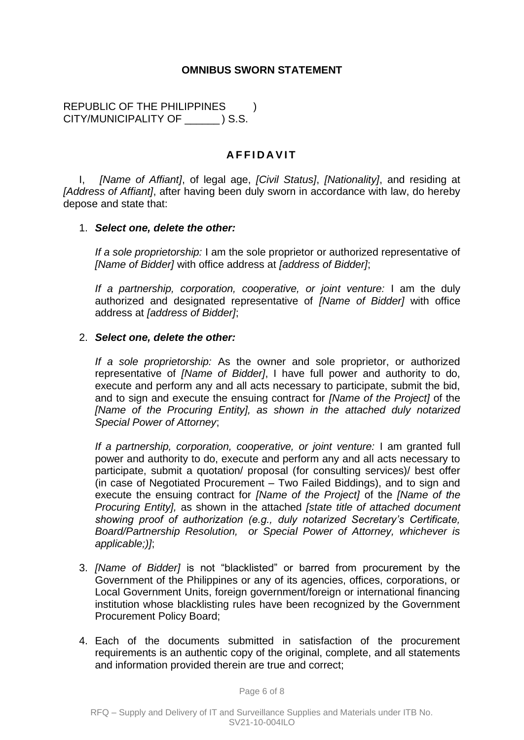## OMNIBUS SWORN STATEMENT

REPUBLIC OF THE PHILIPPINES )
CITY/MUNICIPALITY OF ______ ) S.S.

### A F F I D A V I T

I, *[Name of Affiant]*, of legal age, *[Civil Status]*, *[Nationality]*, and residing at *[Address of Affiant]*, after having been duly sworn in accordance with law, do hereby depose and state that:

1. ***Select one, delete the other:***

   *If a sole proprietorship:* I am the sole proprietor or authorized representative of *[Name of Bidder]* with office address at *[address of Bidder]*;

   *If a partnership, corporation, cooperative, or joint venture:* I am the duly authorized and designated representative of *[Name of Bidder]* with office address at *[address of Bidder]*;

2. ***Select one, delete the other:***

   *If a sole proprietorship:* As the owner and sole proprietor, or authorized representative of *[Name of Bidder]*, I have full power and authority to do, execute and perform any and all acts necessary to participate, submit the bid, and to sign and execute the ensuing contract for *[Name of the Project]* of the *[Name of the Procuring Entity], as shown in the attached duly notarized Special Power of Attorney*;

   *If a partnership, corporation, cooperative, or joint venture:* I am granted full power and authority to do, execute and perform any and all acts necessary to participate, submit a quotation/ proposal (for consulting services)/ best offer (in case of Negotiated Procurement – Two Failed Biddings), and to sign and execute the ensuing contract for *[Name of the Project]* of the *[Name of the Procuring Entity],* as shown in the attached *[state title of attached document showing proof of authorization (e.g., duly notarized Secretary's Certificate, Board/Partnership Resolution, or Special Power of Attorney, whichever is applicable;)]*;

3. *[Name of Bidder]* is not "blacklisted" or barred from procurement by the Government of the Philippines or any of its agencies, offices, corporations, or Local Government Units, foreign government/foreign or international financing institution whose blacklisting rules have been recognized by the Government Procurement Policy Board;

4. Each of the documents submitted in satisfaction of the procurement requirements is an authentic copy of the original, complete, and all statements and information provided therein are true and correct;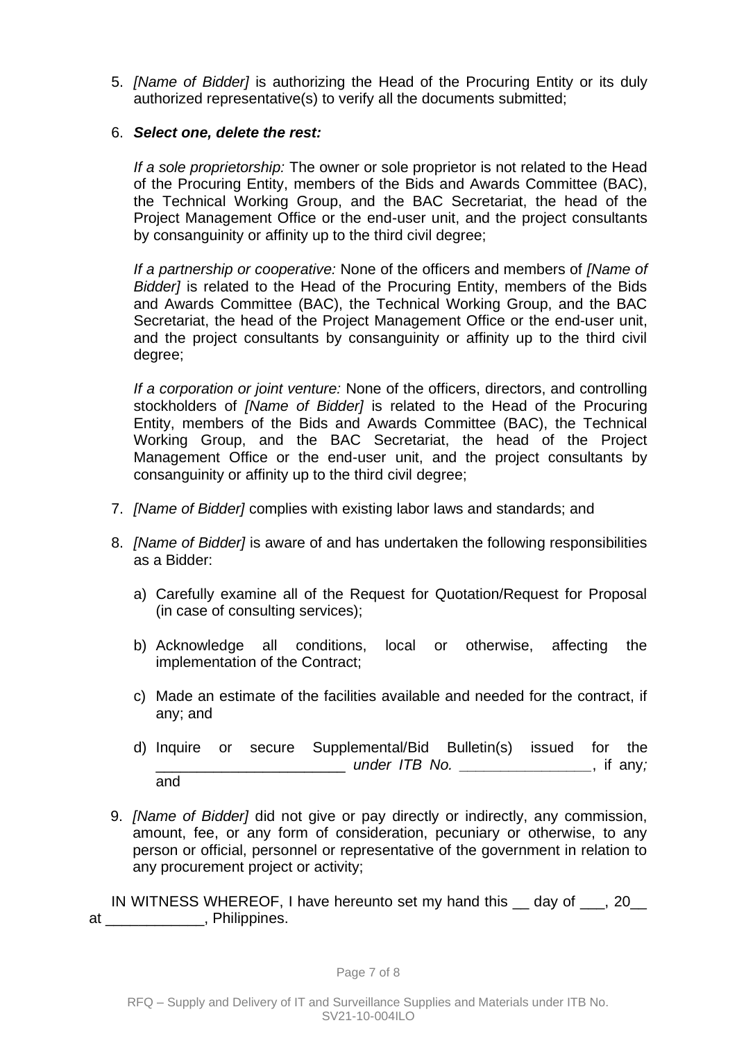5. *[Name of Bidder]* is authorizing the Head of the Procuring Entity or its duly authorized representative(s) to verify all the documents submitted;

6. ***Select one, delete the rest:***

   *If a sole proprietorship:* The owner or sole proprietor is not related to the Head of the Procuring Entity, members of the Bids and Awards Committee (BAC), the Technical Working Group, and the BAC Secretariat, the head of the Project Management Office or the end-user unit, and the project consultants by consanguinity or affinity up to the third civil degree;

   *If a partnership or cooperative:* None of the officers and members of *[Name of Bidder]* is related to the Head of the Procuring Entity, members of the Bids and Awards Committee (BAC), the Technical Working Group, and the BAC Secretariat, the head of the Project Management Office or the end-user unit, and the project consultants by consanguinity or affinity up to the third civil degree;

   *If a corporation or joint venture:* None of the officers, directors, and controlling stockholders of *[Name of Bidder]* is related to the Head of the Procuring Entity, members of the Bids and Awards Committee (BAC), the Technical Working Group, and the BAC Secretariat, the head of the Project Management Office or the end-user unit, and the project consultants by consanguinity or affinity up to the third civil degree;

7. *[Name of Bidder]* complies with existing labor laws and standards; and

8. *[Name of Bidder]* is aware of and has undertaken the following responsibilities as a Bidder:

   a) Carefully examine all of the Request for Quotation/Request for Proposal (in case of consulting services);

   b) Acknowledge all conditions, local or otherwise, affecting the implementation of the Contract;

   c) Made an estimate of the facilities available and needed for the contract, if any; and

   d) Inquire or secure Supplemental/Bid Bulletin(s) issued for the _______________________ *under ITB No. ________________*, if any*;* and

9. *[Name of Bidder]* did not give or pay directly or indirectly, any commission, amount, fee, or any form of consideration, pecuniary or otherwise, to any person or official, personnel or representative of the government in relation to any procurement project or activity;

IN WITNESS WHEREOF, I have hereunto set my hand this __ day of ___, 20__ at ____________, Philippines.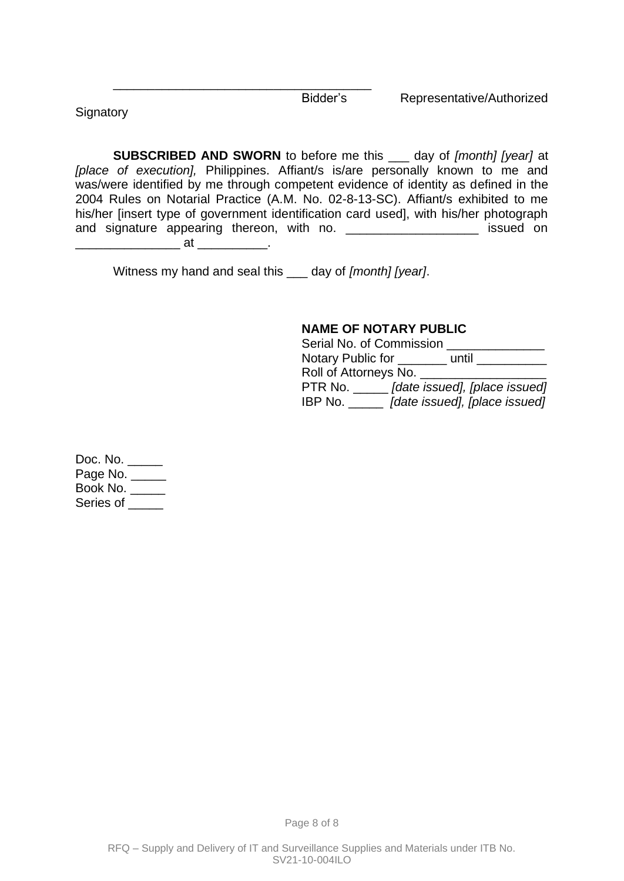\_\_\_\_\_\_\_\_\_\_\_\_\_\_\_\_\_\_\_\_\_\_\_\_\_\_\_\_\_\_\_\_\_\_\_\_\_\_

Bidder's Representative/Authorized Signatory

**SUBSCRIBED AND SWORN** to before me this ___ day of *[month] [year]* at *[place of execution],* Philippines. Affiant/s is/are personally known to me and was/were identified by me through competent evidence of identity as defined in the 2004 Rules on Notarial Practice (A.M. No. 02-8-13-SC). Affiant/s exhibited to me his/her [insert type of government identification card used], with his/her photograph and signature appearing thereon, with no. ___________________ issued on _______________ at __________.

Witness my hand and seal this ___ day of *[month] [year]*.

**NAME OF NOTARY PUBLIC**
Serial No. of Commission ______________
Notary Public for _______ until __________
Roll of Attorneys No. __________________
PTR No. _____ *[date issued], [place issued]*
IBP No. _____ *[date issued], [place issued]*

Doc. No. _____
Page No. _____
Book No. _____
Series of _____